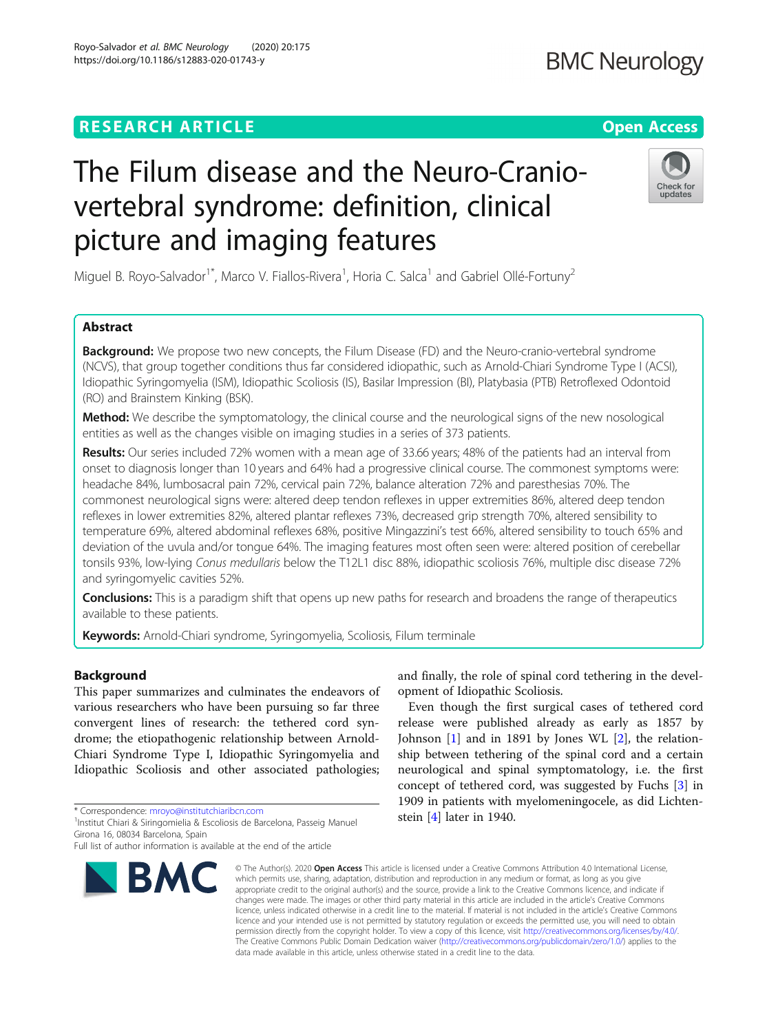RESEARCH ARTICLE

Open Access

# The Filum disease and the Neuro-Cranio-vertebral syndrome: definition, clinical picture and imaging features

Miguel B. Royo-Salvador[1*], Marco V. Fiallos-Rivera[1], Horia C. Salca[1] and Gabriel Ollé-Fortuny[2]

## Abstract

**Background:** We propose two new concepts, the Filum Disease (FD) and the Neuro-cranio-vertebral syndrome (NCVS), that group together conditions thus far considered idiopathic, such as Arnold-Chiari Syndrome Type I (ACSI), Idiopathic Syringomyelia (ISM), Idiopathic Scoliosis (IS), Basilar Impression (BI), Platybasia (PTB) Retroflexed Odontoid (RO) and Brainstem Kinking (BSK).

**Method:** We describe the symptomatology, the clinical course and the neurological signs of the new nosological entities as well as the changes visible on imaging studies in a series of 373 patients.

**Results:** Our series included 72% women with a mean age of 33.66 years; 48% of the patients had an interval from onset to diagnosis longer than 10 years and 64% had a progressive clinical course. The commonest symptoms were: headache 84%, lumbosacral pain 72%, cervical pain 72%, balance alteration 72% and paresthesias 70%. The commonest neurological signs were: altered deep tendon reflexes in upper extremities 86%, altered deep tendon reflexes in lower extremities 82%, altered plantar reflexes 73%, decreased grip strength 70%, altered sensibility to temperature 69%, altered abdominal reflexes 68%, positive Mingazzini's test 66%, altered sensibility to touch 65% and deviation of the uvula and/or tongue 64%. The imaging features most often seen were: altered position of cerebellar tonsils 93%, low-lying *Conus medullaris* below the T12L1 disc 88%, idiopathic scoliosis 76%, multiple disc disease 72% and syringomyelic cavities 52%.

**Conclusions:** This is a paradigm shift that opens up new paths for research and broadens the range of therapeutics available to these patients.

**Keywords:** Arnold-Chiari syndrome, Syringomyelia, Scoliosis, Filum terminale

## Background

This paper summarizes and culminates the endeavors of various researchers who have been pursuing so far three convergent lines of research: the tethered cord syndrome; the etiopathogenic relationship between Arnold-Chiari Syndrome Type I, Idiopathic Syringomyelia and Idiopathic Scoliosis and other associated pathologies; and finally, the role of spinal cord tethering in the development of Idiopathic Scoliosis.

Even though the first surgical cases of tethered cord release were published already as early as 1857 by Johnson [1] and in 1891 by Jones WL [2], the relationship between tethering of the spinal cord and a certain neurological and spinal symptomatology, i.e. the first concept of tethered cord, was suggested by Fuchs [3] in 1909 in patients with myelomeningocele, as did Lichtenstein [4] later in 1940.

* Correspondence: mroyo@institutchiaribcn.com
[1]Institut Chiari & Siringomielia & Escoliosis de Barcelona, Passeig Manuel Girona 16, 08034 Barcelona, Spain
Full list of author information is available at the end of the article

© The Author(s). 2020 **Open Access** This article is licensed under a Creative Commons Attribution 4.0 International License, which permits use, sharing, adaptation, distribution and reproduction in any medium or format, as long as you give appropriate credit to the original author(s) and the source, provide a link to the Creative Commons licence, and indicate if changes were made. The images or other third party material in this article are included in the article's Creative Commons licence, unless indicated otherwise in a credit line to the material. If material is not included in the article's Creative Commons licence and your intended use is not permitted by statutory regulation or exceeds the permitted use, you will need to obtain permission directly from the copyright holder. To view a copy of this licence, visit http://creativecommons.org/licenses/by/4.0/. The Creative Commons Public Domain Dedication waiver (http://creativecommons.org/publicdomain/zero/1.0/) applies to the data made available in this article, unless otherwise stated in a credit line to the data.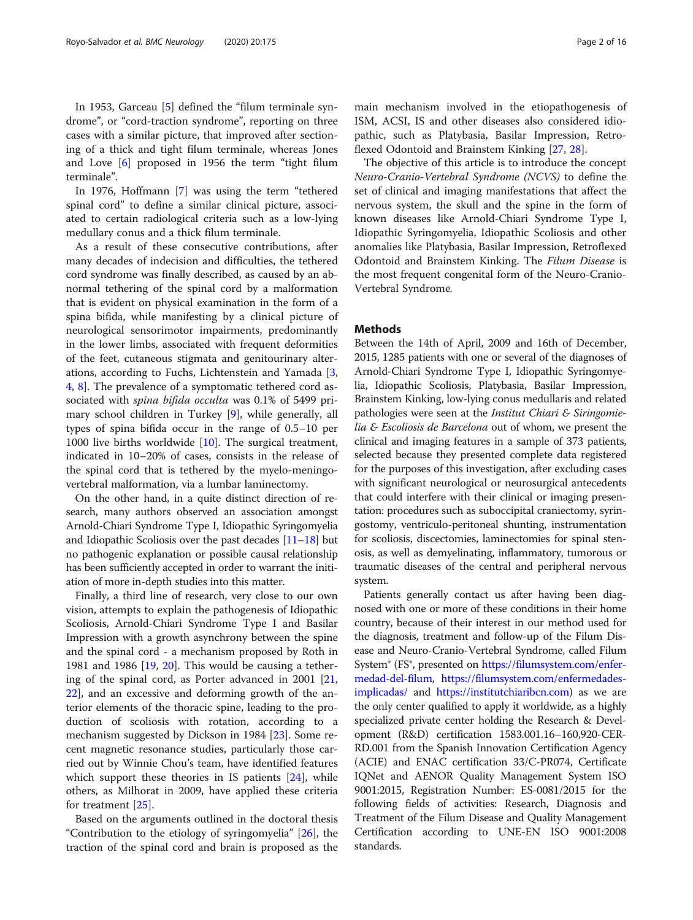In 1953, Garceau [5] defined the "filum terminale syndrome", or "cord-traction syndrome", reporting on three cases with a similar picture, that improved after sectioning of a thick and tight filum terminale, whereas Jones and Love [6] proposed in 1956 the term "tight filum terminale".

In 1976, Hoffmann [7] was using the term "tethered spinal cord" to define a similar clinical picture, associated to certain radiological criteria such as a low-lying medullary conus and a thick filum terminale.

As a result of these consecutive contributions, after many decades of indecision and difficulties, the tethered cord syndrome was finally described, as caused by an abnormal tethering of the spinal cord by a malformation that is evident on physical examination in the form of a spina bifida, while manifesting by a clinical picture of neurological sensorimotor impairments, predominantly in the lower limbs, associated with frequent deformities of the feet, cutaneous stigmata and genitourinary alterations, according to Fuchs, Lichtenstein and Yamada [3, 4, 8]. The prevalence of a symptomatic tethered cord associated with *spina bifida occulta* was 0.1% of 5499 primary school children in Turkey [9], while generally, all types of spina bifida occur in the range of 0.5–10 per 1000 live births worldwide [10]. The surgical treatment, indicated in 10–20% of cases, consists in the release of the spinal cord that is tethered by the myelo-meningo-vertebral malformation, via a lumbar laminectomy.

On the other hand, in a quite distinct direction of research, many authors observed an association amongst Arnold-Chiari Syndrome Type I, Idiopathic Syringomyelia and Idiopathic Scoliosis over the past decades [11–18] but no pathogenic explanation or possible causal relationship has been sufficiently accepted in order to warrant the initiation of more in-depth studies into this matter.

Finally, a third line of research, very close to our own vision, attempts to explain the pathogenesis of Idiopathic Scoliosis, Arnold-Chiari Syndrome Type I and Basilar Impression with a growth asynchrony between the spine and the spinal cord - a mechanism proposed by Roth in 1981 and 1986 [19, 20]. This would be causing a tethering of the spinal cord, as Porter advanced in 2001 [21, 22], and an excessive and deforming growth of the anterior elements of the thoracic spine, leading to the production of scoliosis with rotation, according to a mechanism suggested by Dickson in 1984 [23]. Some recent magnetic resonance studies, particularly those carried out by Winnie Chou's team, have identified features which support these theories in IS patients [24], while others, as Milhorat in 2009, have applied these criteria for treatment [25].

Based on the arguments outlined in the doctoral thesis "Contribution to the etiology of syringomyelia" [26], the traction of the spinal cord and brain is proposed as the main mechanism involved in the etiopathogenesis of ISM, ACSI, IS and other diseases also considered idiopathic, such as Platybasia, Basilar Impression, Retroflexed Odontoid and Brainstem Kinking [27, 28].

The objective of this article is to introduce the concept *Neuro-Cranio-Vertebral Syndrome (NCVS)* to define the set of clinical and imaging manifestations that affect the nervous system, the skull and the spine in the form of known diseases like Arnold-Chiari Syndrome Type I, Idiopathic Syringomyelia, Idiopathic Scoliosis and other anomalies like Platybasia, Basilar Impression, Retroflexed Odontoid and Brainstem Kinking. The *Filum Disease* is the most frequent congenital form of the Neuro-Cranio-Vertebral Syndrome.

## Methods

Between the 14th of April, 2009 and 16th of December, 2015, 1285 patients with one or several of the diagnoses of Arnold-Chiari Syndrome Type I, Idiopathic Syringomyelia, Idiopathic Scoliosis, Platybasia, Basilar Impression, Brainstem Kinking, low-lying conus medullaris and related pathologies were seen at the *Institut Chiari & Siringomielia & Escoliosis de Barcelona* out of whom, we present the clinical and imaging features in a sample of 373 patients, selected because they presented complete data registered for the purposes of this investigation, after excluding cases with significant neurological or neurosurgical antecedents that could interfere with their clinical or imaging presentation: procedures such as suboccipital craniectomy, syringostomy, ventriculo-peritoneal shunting, instrumentation for scoliosis, discectomies, laminectomies for spinal stenosis, as well as demyelinating, inflammatory, tumorous or traumatic diseases of the central and peripheral nervous system.

Patients generally contact us after having been diagnosed with one or more of these conditions in their home country, because of their interest in our method used for the diagnosis, treatment and follow-up of the Filum Disease and Neuro-Cranio-Vertebral Syndrome, called Filum System® (FS®, presented on https://filumsystem.com/enfermedad-del-filum, https://filumsystem.com/enfermedades-implicadas/ and https://institutchiaribcn.com) as we are the only center qualified to apply it worldwide, as a highly specialized private center holding the Research & Development (R&D) certification 1583.001.16–160,920-CER-RD.001 from the Spanish Innovation Certification Agency (ACIE) and ENAC certification 33/C-PR074, Certificate IQNet and AENOR Quality Management System ISO 9001:2015, Registration Number: ES-0081/2015 for the following fields of activities: Research, Diagnosis and Treatment of the Filum Disease and Quality Management Certification according to UNE-EN ISO 9001:2008 standards.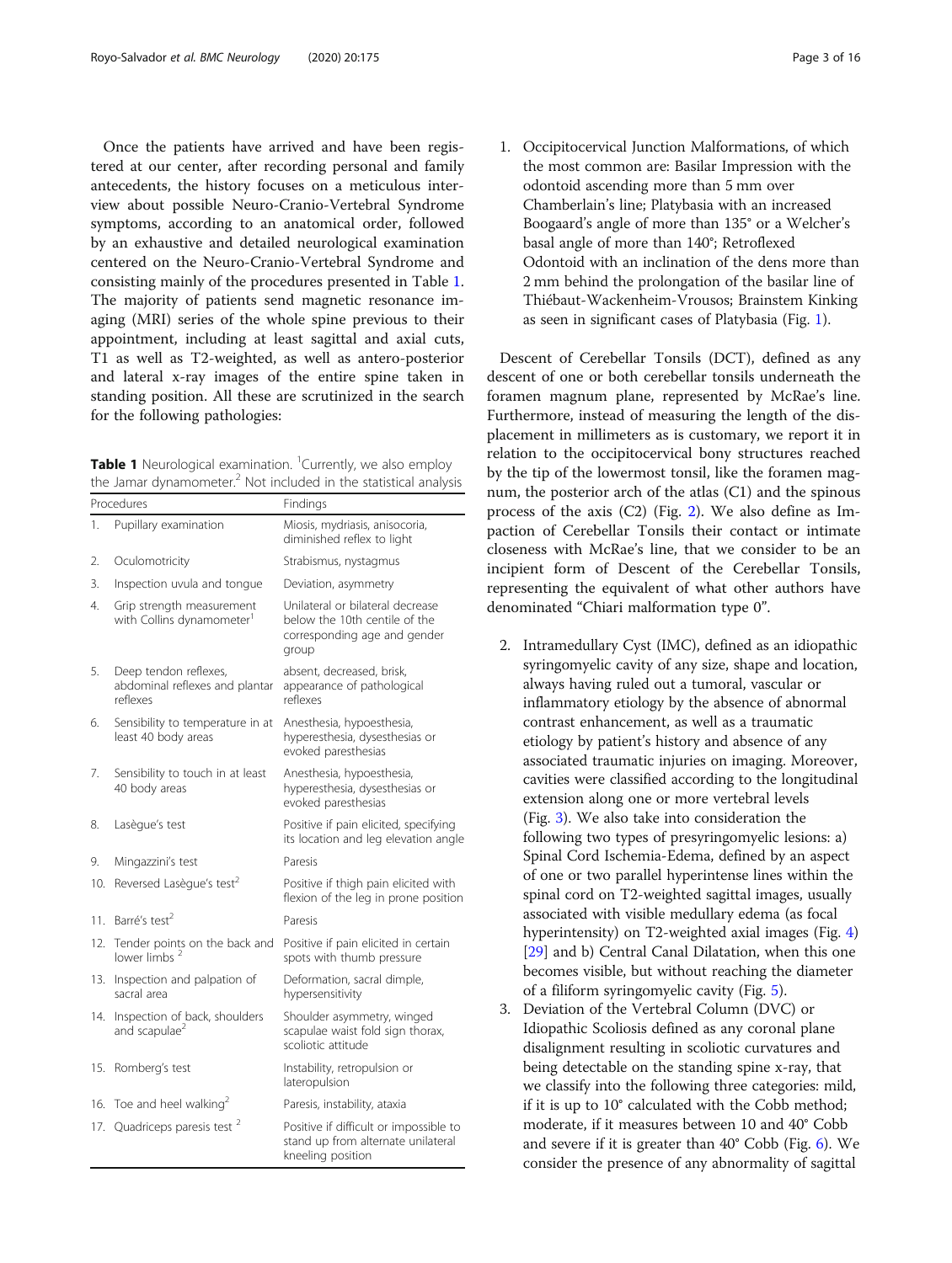Once the patients have arrived and have been registered at our center, after recording personal and family antecedents, the history focuses on a meticulous interview about possible Neuro-Cranio-Vertebral Syndrome symptoms, according to an anatomical order, followed by an exhaustive and detailed neurological examination centered on the Neuro-Cranio-Vertebral Syndrome and consisting mainly of the procedures presented in Table 1. The majority of patients send magnetic resonance imaging (MRI) series of the whole spine previous to their appointment, including at least sagittal and axial cuts, T1 as well as T2-weighted, as well as antero-posterior and lateral x-ray images of the entire spine taken in standing position. All these are scrutinized in the search for the following pathologies:

**Table 1** Neurological examination. [1]Currently, we also employ the Jamar dynamometer.[2] Not included in the statistical analysis

| Procedures | Findings |
|---|---|
| 1. Pupillary examination | Miosis, mydriasis, anisocoria, diminished reflex to light |
| 2. Oculomotricity | Strabismus, nystagmus |
| 3. Inspection uvula and tongue | Deviation, asymmetry |
| 4. Grip strength measurement with Collins dynamometer[1] | Unilateral or bilateral decrease below the 10th centile of the corresponding age and gender group |
| 5. Deep tendon reflexes, abdominal reflexes and plantar reflexes | absent, decreased, brisk, appearance of pathological reflexes |
| 6. Sensibility to temperature in at least 40 body areas | Anesthesia, hypoesthesia, hyperesthesia, dysesthesias or evoked paresthesias |
| 7. Sensibility to touch in at least 40 body areas | Anesthesia, hypoesthesia, hyperesthesia, dysesthesias or evoked paresthesias |
| 8. Lasègue's test | Positive if pain elicited, specifying its location and leg elevation angle |
| 9. Mingazzini's test | Paresis |
| 10. Reversed Lasègue's test[2] | Positive if thigh pain elicited with flexion of the leg in prone position |
| 11. Barré's test[2] | Paresis |
| 12. Tender points on the back and lower limbs [2] | Positive if pain elicited in certain spots with thumb pressure |
| 13. Inspection and palpation of sacral area | Deformation, sacral dimple, hypersensitivity |
| 14. Inspection of back, shoulders and scapulae[2] | Shoulder asymmetry, winged scapulae waist fold sign thorax, scoliotic attitude |
| 15. Romberg's test | Instability, retropulsion or lateropulsion |
| 16. Toe and heel walking[2] | Paresis, instability, ataxia |
| 17. Quadriceps paresis test [2] | Positive if difficult or impossible to stand up from alternate unilateral kneeling position |

1. Occipitocervical Junction Malformations, of which the most common are: Basilar Impression with the odontoid ascending more than 5 mm over Chamberlain's line; Platybasia with an increased Boogaard's angle of more than 135° or a Welcher's basal angle of more than 140°; Retroflexed Odontoid with an inclination of the dens more than 2 mm behind the prolongation of the basilar line of Thiébaut-Wackenheim-Vrousos; Brainstem Kinking as seen in significant cases of Platybasia (Fig. 1).

Descent of Cerebellar Tonsils (DCT), defined as any descent of one or both cerebellar tonsils underneath the foramen magnum plane, represented by McRae's line. Furthermore, instead of measuring the length of the displacement in millimeters as is customary, we report it in relation to the occipitocervical bony structures reached by the tip of the lowermost tonsil, like the foramen magnum, the posterior arch of the atlas (C1) and the spinous process of the axis (C2) (Fig. 2). We also define as Impaction of Cerebellar Tonsils their contact or intimate closeness with McRae's line, that we consider to be an incipient form of Descent of the Cerebellar Tonsils, representing the equivalent of what other authors have denominated "Chiari malformation type 0".

2. Intramedullary Cyst (IMC), defined as an idiopathic syringomyelic cavity of any size, shape and location, always having ruled out a tumoral, vascular or inflammatory etiology by the absence of abnormal contrast enhancement, as well as a traumatic etiology by patient's history and absence of any associated traumatic injuries on imaging. Moreover, cavities were classified according to the longitudinal extension along one or more vertebral levels (Fig. 3). We also take into consideration the following two types of presyringomyelic lesions: a) Spinal Cord Ischemia-Edema, defined by an aspect of one or two parallel hyperintense lines within the spinal cord on T2-weighted sagittal images, usually associated with visible medullary edema (as focal hyperintensity) on T2-weighted axial images (Fig. 4) [29] and b) Central Canal Dilatation, when this one becomes visible, but without reaching the diameter of a filiform syringomyelic cavity (Fig. 5).
3. Deviation of the Vertebral Column (DVC) or Idiopathic Scoliosis defined as any coronal plane disalignment resulting in scoliotic curvatures and being detectable on the standing spine x-ray, that we classify into the following three categories: mild, if it is up to 10° calculated with the Cobb method; moderate, if it measures between 10 and 40° Cobb and severe if it is greater than 40° Cobb (Fig. 6). We consider the presence of any abnormality of sagittal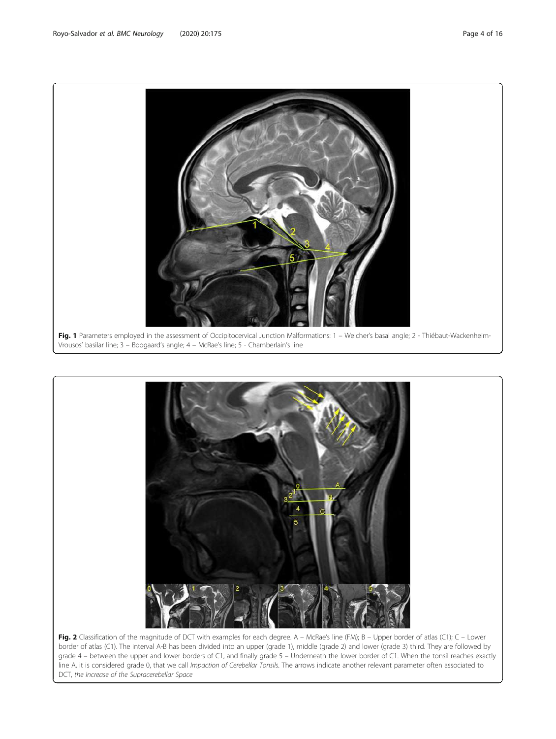**Fig. 1** Parameters employed in the assessment of Occipitocervical Junction Malformations: 1 – Welcher's basal angle; 2 - Thiébaut-Wackenheim-Vrousos' basilar line; 3 – Boogaard's angle; 4 – McRae's line; 5 - Chamberlain's line

**Fig. 2** Classification of the magnitude of DCT with examples for each degree. A – McRae's line (FM); B – Upper border of atlas (C1); C – Lower border of atlas (C1). The interval A-B has been divided into an upper (grade 1), middle (grade 2) and lower (grade 3) third. They are followed by grade 4 – between the upper and lower borders of C1, and finally grade 5 – Underneath the lower border of C1. When the tonsil reaches exactly line A, it is considered grade 0, that we call *Impaction of Cerebellar Tonsils*. The arrows indicate another relevant parameter often associated to DCT, *the Increase of the Supracerebellar Space*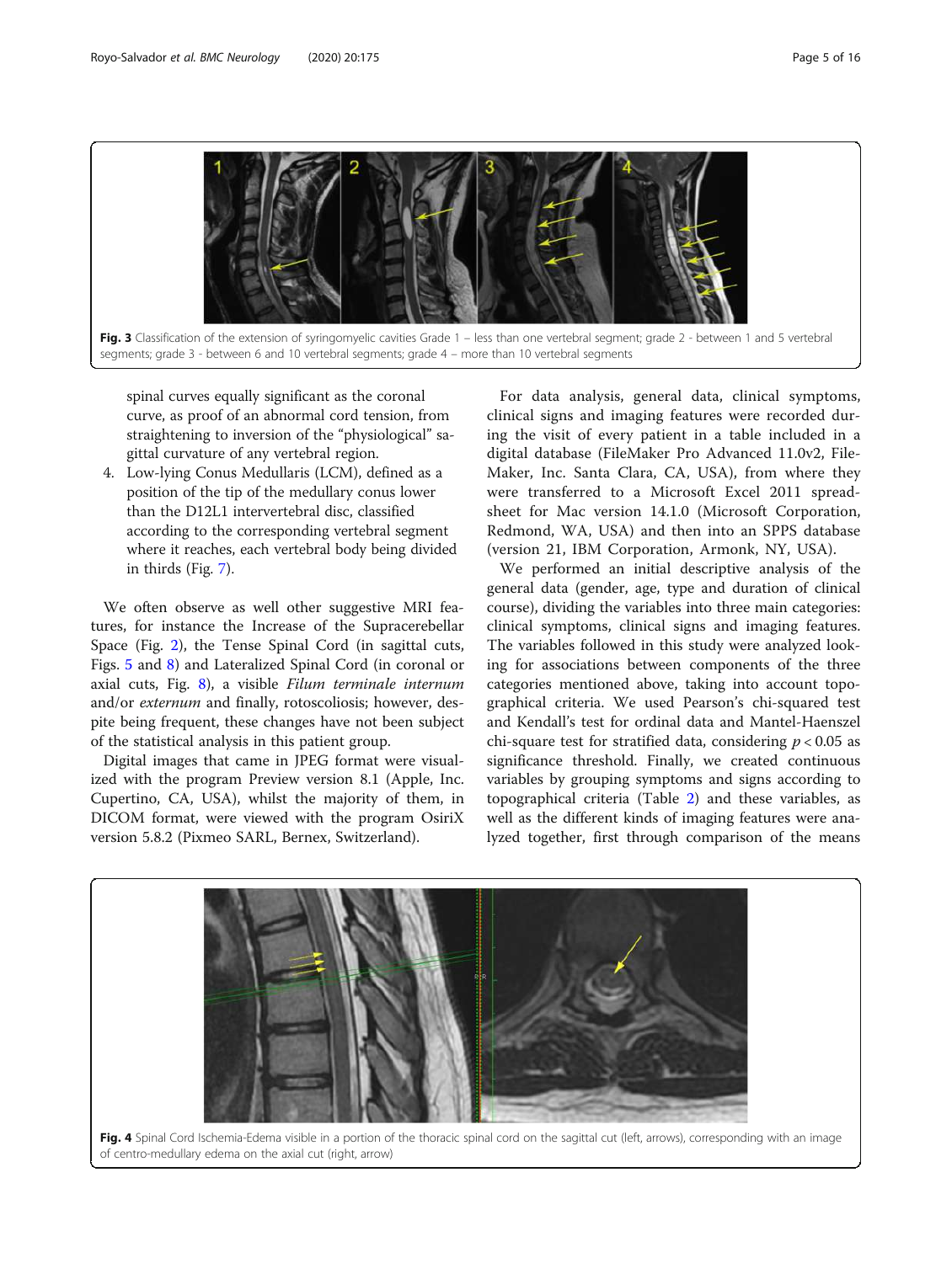**Fig. 3** Classification of the extension of syringomyelic cavities Grade 1 – less than one vertebral segment; grade 2 - between 1 and 5 vertebral segments; grade 3 - between 6 and 10 vertebral segments; grade 4 – more than 10 vertebral segments

spinal curves equally significant as the coronal curve, as proof of an abnormal cord tension, from straightening to inversion of the "physiological" sagittal curvature of any vertebral region.

4. Low-lying Conus Medullaris (LCM), defined as a position of the tip of the medullary conus lower than the D12L1 intervertebral disc, classified according to the corresponding vertebral segment where it reaches, each vertebral body being divided in thirds (Fig. 7).

We often observe as well other suggestive MRI features, for instance the Increase of the Supracerebellar Space (Fig. 2), the Tense Spinal Cord (in sagittal cuts, Figs. 5 and 8) and Lateralized Spinal Cord (in coronal or axial cuts, Fig. 8), a visible *Filum terminale internum* and/or *externum* and finally, rotoscoliosis; however, despite being frequent, these changes have not been subject of the statistical analysis in this patient group.

Digital images that came in JPEG format were visualized with the program Preview version 8.1 (Apple, Inc. Cupertino, CA, USA), whilst the majority of them, in DICOM format, were viewed with the program OsiriX version 5.8.2 (Pixmeo SARL, Bernex, Switzerland).

For data analysis, general data, clinical symptoms, clinical signs and imaging features were recorded during the visit of every patient in a table included in a digital database (FileMaker Pro Advanced 11.0v2, FileMaker, Inc. Santa Clara, CA, USA), from where they were transferred to a Microsoft Excel 2011 spreadsheet for Mac version 14.1.0 (Microsoft Corporation, Redmond, WA, USA) and then into an SPPS database (version 21, IBM Corporation, Armonk, NY, USA).

We performed an initial descriptive analysis of the general data (gender, age, type and duration of clinical course), dividing the variables into three main categories: clinical symptoms, clinical signs and imaging features. The variables followed in this study were analyzed looking for associations between components of the three categories mentioned above, taking into account topographical criteria. We used Pearson's chi-squared test and Kendall's test for ordinal data and Mantel-Haenszel chi-square test for stratified data, considering $p < 0.05$ as significance threshold. Finally, we created continuous variables by grouping symptoms and signs according to topographical criteria (Table 2) and these variables, as well as the different kinds of imaging features were analyzed together, first through comparison of the means

**Fig. 4** Spinal Cord Ischemia-Edema visible in a portion of the thoracic spinal cord on the sagittal cut (left, arrows), corresponding with an image of centro-medullary edema on the axial cut (right, arrow)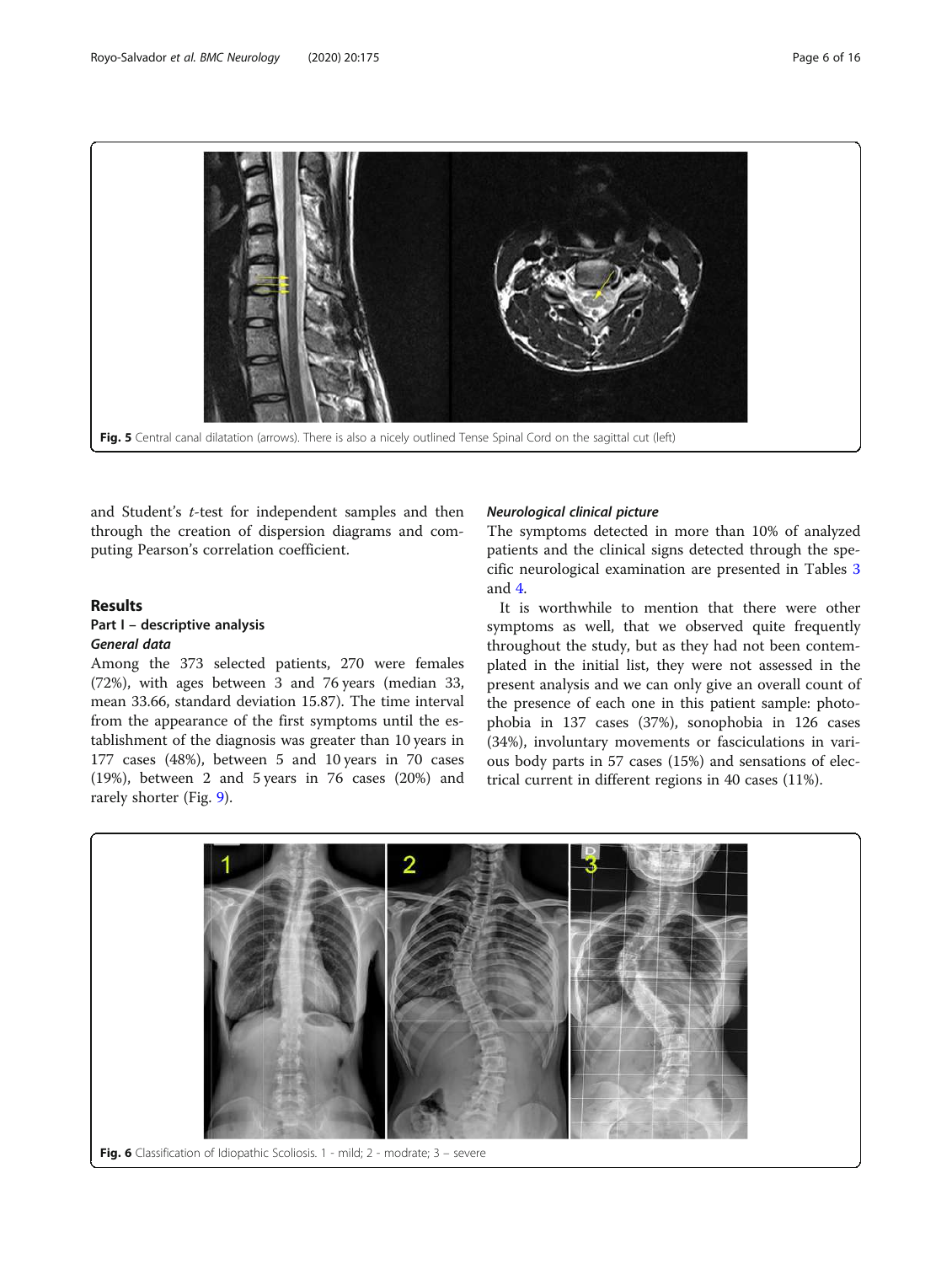Fig. 5 Central canal dilatation (arrows). There is also a nicely outlined Tense Spinal Cord on the sagittal cut (left)

and Student's *t*-test for independent samples and then through the creation of dispersion diagrams and computing Pearson's correlation coefficient.

## Results

### Part I – descriptive analysis

#### *General data*

Among the 373 selected patients, 270 were females (72%), with ages between 3 and 76 years (median 33, mean 33.66, standard deviation 15.87). The time interval from the appearance of the first symptoms until the establishment of the diagnosis was greater than 10 years in 177 cases (48%), between 5 and 10 years in 70 cases (19%), between 2 and 5 years in 76 cases (20%) and rarely shorter (Fig. 9).

#### *Neurological clinical picture*

The symptoms detected in more than 10% of analyzed patients and the clinical signs detected through the specific neurological examination are presented in Tables 3 and 4.

It is worthwhile to mention that there were other symptoms as well, that we observed quite frequently throughout the study, but as they had not been contemplated in the initial list, they were not assessed in the present analysis and we can only give an overall count of the presence of each one in this patient sample: photophobia in 137 cases (37%), sonophobia in 126 cases (34%), involuntary movements or fasciculations in various body parts in 57 cases (15%) and sensations of electrical current in different regions in 40 cases (11%).

Fig. 6 Classification of Idiopathic Scoliosis. 1 - mild; 2 - modrate; 3 – severe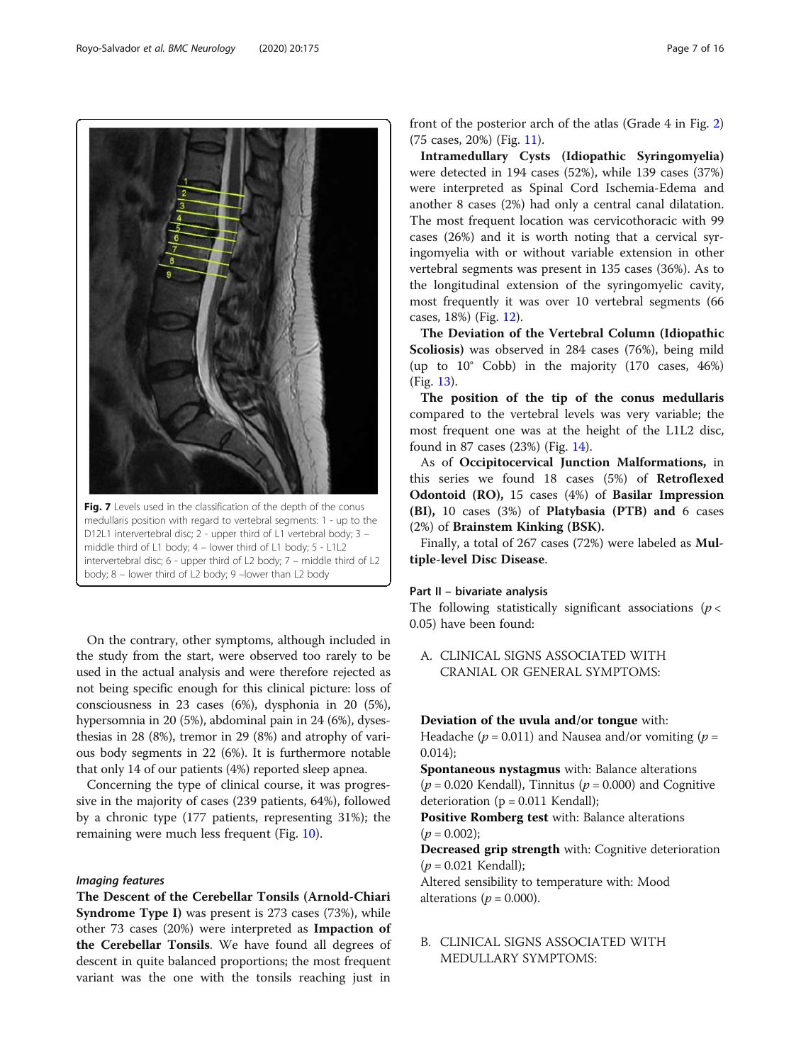Fig. 7 Levels used in the classification of the depth of the conus medullaris position with regard to vertebral segments: 1 - up to the D12L1 intervertebral disc; 2 - upper third of L1 vertebral body; 3 – middle third of L1 body; 4 – lower third of L1 body; 5 - L1L2 intervertebral disc; 6 - upper third of L2 body; 7 – middle third of L2 body; 8 – lower third of L2 body; 9 –lower than L2 body

On the contrary, other symptoms, although included in the study from the start, were observed too rarely to be used in the actual analysis and were therefore rejected as not being specific enough for this clinical picture: loss of consciousness in 23 cases (6%), dysphonia in 20 (5%), hypersomnia in 20 (5%), abdominal pain in 24 (6%), dysesthesias in 28 (8%), tremor in 29 (8%) and atrophy of various body segments in 22 (6%). It is furthermore notable that only 14 of our patients (4%) reported sleep apnea.

Concerning the type of clinical course, it was progressive in the majority of cases (239 patients, 64%), followed by a chronic type (177 patients, representing 31%); the remaining were much less frequent (Fig. 10).

### *Imaging features*

**The Descent of the Cerebellar Tonsils (Arnold-Chiari Syndrome Type I)** was present is 273 cases (73%), while other 73 cases (20%) were interpreted as **Impaction of the Cerebellar Tonsils**. We have found all degrees of descent in quite balanced proportions; the most frequent variant was the one with the tonsils reaching just in front of the posterior arch of the atlas (Grade 4 in Fig. 2) (75 cases, 20%) (Fig. 11).

**Intramedullary Cysts (Idiopathic Syringomyelia)** were detected in 194 cases (52%), while 139 cases (37%) were interpreted as Spinal Cord Ischemia-Edema and another 8 cases (2%) had only a central canal dilatation. The most frequent location was cervicothoracic with 99 cases (26%) and it is worth noting that a cervical syringomyelia with or without variable extension in other vertebral segments was present in 135 cases (36%). As to the longitudinal extension of the syringomyelic cavity, most frequently it was over 10 vertebral segments (66 cases, 18%) (Fig. 12).

**The Deviation of the Vertebral Column (Idiopathic Scoliosis)** was observed in 284 cases (76%), being mild (up to 10° Cobb) in the majority (170 cases, 46%) (Fig. 13).

**The position of the tip of the conus medullaris** compared to the vertebral levels was very variable; the most frequent one was at the height of the L1L2 disc, found in 87 cases (23%) (Fig. 14).

As of **Occipitocervical Junction Malformations,** in this series we found 18 cases (5%) of **Retroflexed Odontoid (RO),** 15 cases (4%) of **Basilar Impression (BI),** 10 cases (3%) of **Platybasia (PTB) and** 6 cases (2%) of **Brainstem Kinking (BSK).**

Finally, a total of 267 cases (72%) were labeled as **Multiple-level Disc Disease**.

### Part II – bivariate analysis

The following statistically significant associations ($p < 0.05$) have been found:

A. CLINICAL SIGNS ASSOCIATED WITH CRANIAL OR GENERAL SYMPTOMS:

**Deviation of the uvula and/or tongue** with:
Headache ($p = 0.011$) and Nausea and/or vomiting ($p = 0.014$);
**Spontaneous nystagmus** with: Balance alterations ($p = 0.020$ Kendall), Tinnitus ($p = 0.000$) and Cognitive deterioration ($p = 0.011$ Kendall);
**Positive Romberg test** with: Balance alterations ($p = 0.002$);
**Decreased grip strength** with: Cognitive deterioration ($p = 0.021$ Kendall);
Altered sensibility to temperature with: Mood alterations ($p = 0.000$).

B. CLINICAL SIGNS ASSOCIATED WITH MEDULLARY SYMPTOMS: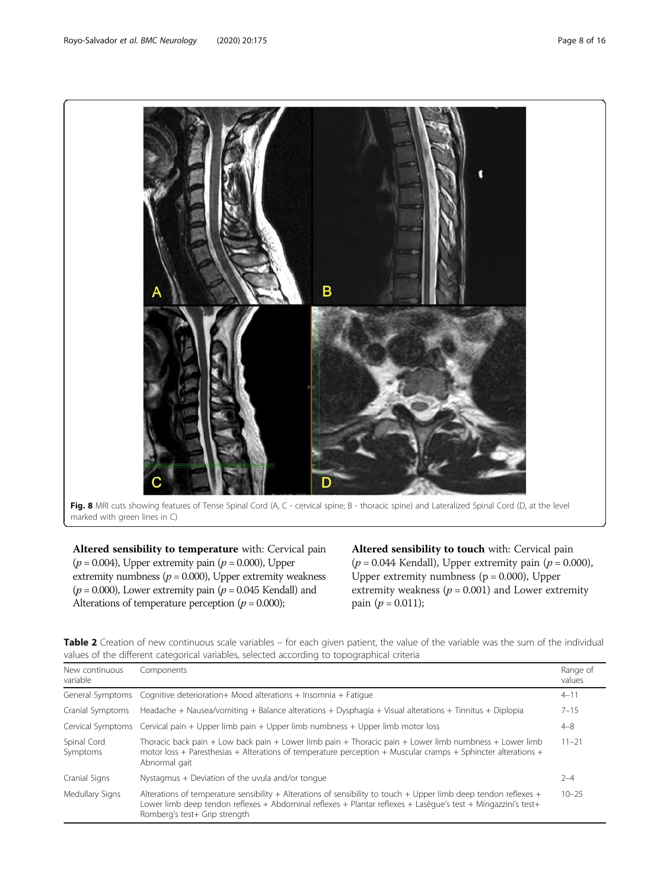Fig. 8 MRI cuts showing features of Tense Spinal Cord (A, C - cervical spine; B - thoracic spine) and Lateralized Spinal Cord (D, at the level marked with green lines in C)

**Altered sensibility to temperature** with: Cervical pain ($p = 0.004$), Upper extremity pain ($p = 0.000$), Upper extremity numbness ($p = 0.000$), Upper extremity weakness ($p = 0.000$), Lower extremity pain ($p = 0.045$ Kendall) and Alterations of temperature perception ($p = 0.000$);

**Altered sensibility to touch** with: Cervical pain ($p = 0.044$ Kendall), Upper extremity pain ($p = 0.000$), Upper extremity numbness ($p = 0.000$), Upper extremity weakness ($p = 0.001$) and Lower extremity pain ($p = 0.011$);

**Table 2** Creation of new continuous scale variables – for each given patient, the value of the variable was the sum of the individual values of the different categorical variables, selected according to topographical criteria

| New continuous variable | Components | Range of values |
|---|---|---|
| General Symptoms | Cognitive deterioration+ Mood alterations + Insomnia + Fatigue | 4–11 |
| Cranial Symptoms | Headache + Nausea/vomiting + Balance alterations + Dysphagia + Visual alterations + Tinnitus + Diplopia | 7–15 |
| Cervical Symptoms | Cervical pain + Upper limb pain + Upper limb numbness + Upper limb motor loss | 4–8 |
| Spinal Cord Symptoms | Thoracic back pain + Low back pain + Lower limb pain + Thoracic pain + Lower limb numbness + Lower limb motor loss + Paresthesias + Alterations of temperature perception + Muscular cramps + Sphincter alterations + Abnormal gait | 11–21 |
| Cranial Signs | Nystagmus + Deviation of the uvula and/or tongue | 2–4 |
| Medullary Signs | Alterations of temperature sensibility + Alterations of sensibility to touch + Upper limb deep tendon reflexes + Lower limb deep tendon reflexes + Abdominal reflexes + Plantar reflexes + Lasègue's test + Mingazzini's test+ Romberg's test+ Grip strength | 10–25 |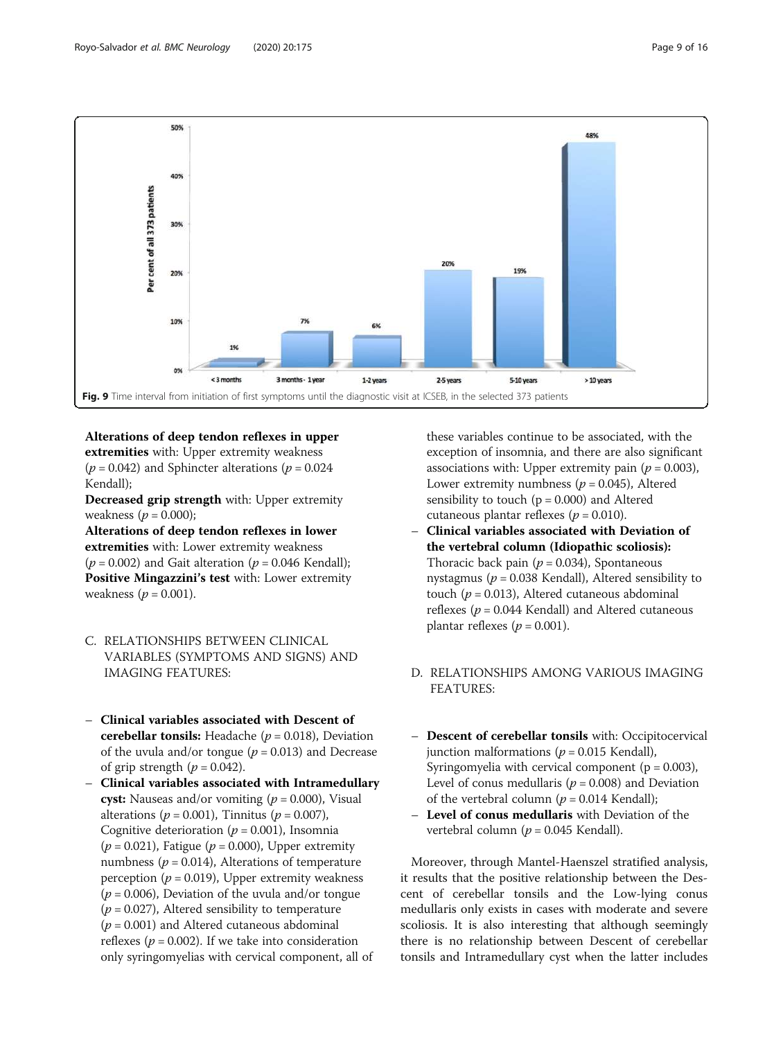Fig. 9 Time interval from initiation of first symptoms until the diagnostic visit at ICSEB, in the selected 373 patients

**Alterations of deep tendon reflexes in upper extremities** with: Upper extremity weakness ($p = 0.042$) and Sphincter alterations ($p = 0.024$ Kendall);
**Decreased grip strength** with: Upper extremity weakness ($p = 0.000$);
**Alterations of deep tendon reflexes in lower extremities** with: Lower extremity weakness ($p = 0.002$) and Gait alteration ($p = 0.046$ Kendall);
**Positive Mingazzini's test** with: Lower extremity weakness ($p = 0.001$).

C. RELATIONSHIPS BETWEEN CLINICAL VARIABLES (SYMPTOMS AND SIGNS) AND IMAGING FEATURES:

- **Clinical variables associated with Descent of cerebellar tonsils:** Headache ($p = 0.018$), Deviation of the uvula and/or tongue ($p = 0.013$) and Decrease of grip strength ($p = 0.042$).
- **Clinical variables associated with Intramedullary cyst:** Nauseas and/or vomiting ($p = 0.000$), Visual alterations ($p = 0.001$), Tinnitus ($p = 0.007$), Cognitive deterioration ($p = 0.001$), Insomnia ($p = 0.021$), Fatigue ($p = 0.000$), Upper extremity numbness ($p = 0.014$), Alterations of temperature perception ($p = 0.019$), Upper extremity weakness ($p = 0.006$), Deviation of the uvula and/or tongue ($p = 0.027$), Altered sensibility to temperature ($p = 0.001$) and Altered cutaneous abdominal reflexes ($p = 0.002$). If we take into consideration only syringomyelias with cervical component, all of these variables continue to be associated, with the exception of insomnia, and there are also significant associations with: Upper extremity pain ($p = 0.003$), Lower extremity numbness ($p = 0.045$), Altered sensibility to touch ($p = 0.000$) and Altered cutaneous plantar reflexes ($p = 0.010$).
- **Clinical variables associated with Deviation of the vertebral column (Idiopathic scoliosis):** Thoracic back pain ($p = 0.034$), Spontaneous nystagmus ($p = 0.038$ Kendall), Altered sensibility to touch ($p = 0.013$), Altered cutaneous abdominal reflexes ($p = 0.044$ Kendall) and Altered cutaneous plantar reflexes ($p = 0.001$).

D. RELATIONSHIPS AMONG VARIOUS IMAGING FEATURES:

- **Descent of cerebellar tonsils** with: Occipitocervical junction malformations ($p = 0.015$ Kendall), Syringomyelia with cervical component ($p = 0.003$), Level of conus medullaris ($p = 0.008$) and Deviation of the vertebral column ($p = 0.014$ Kendall);
- **Level of conus medullaris** with Deviation of the vertebral column ($p = 0.045$ Kendall).

Moreover, through Mantel-Haenszel stratified analysis, it results that the positive relationship between the Descent of cerebellar tonsils and the Low-lying conus medullaris only exists in cases with moderate and severe scoliosis. It is also interesting that although seemingly there is no relationship between Descent of cerebellar tonsils and Intramedullary cyst when the latter includes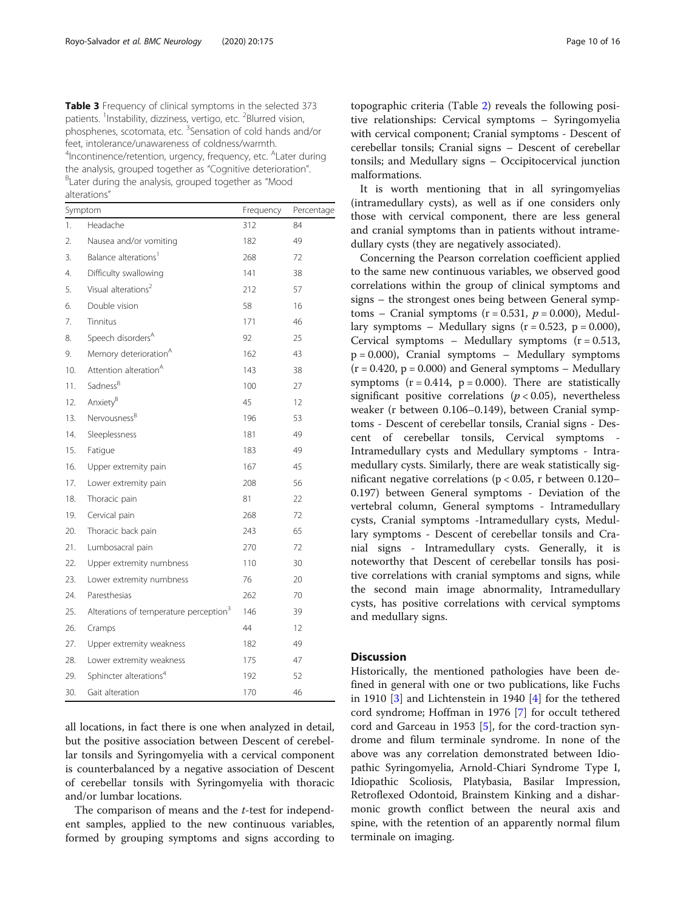**Table 3** Frequency of clinical symptoms in the selected 373 patients. [1]Instability, dizziness, vertigo, etc. [2]Blurred vision, phosphenes, scotomata, etc. [3]Sensation of cold hands and/or feet, intolerance/unawareness of coldness/warmth. [4]Incontinence/retention, urgency, frequency, etc. [A]Later during the analysis, grouped together as "Cognitive deterioration". [B]Later during the analysis, grouped together as "Mood alterations"

| Symptom | | Frequency | Percentage |
|---|---|---|---|
| 1. | Headache | 312 | 84 |
| 2. | Nausea and/or vomiting | 182 | 49 |
| 3. | Balance alterations[1] | 268 | 72 |
| 4. | Difficulty swallowing | 141 | 38 |
| 5. | Visual alterations[2] | 212 | 57 |
| 6. | Double vision | 58 | 16 |
| 7. | Tinnitus | 171 | 46 |
| 8. | Speech disorders[A] | 92 | 25 |
| 9. | Memory deterioration[A] | 162 | 43 |
| 10. | Attention alteration[A] | 143 | 38 |
| 11. | Sadness[B] | 100 | 27 |
| 12. | Anxiety[B] | 45 | 12 |
| 13. | Nervousness[B] | 196 | 53 |
| 14. | Sleeplessness | 181 | 49 |
| 15. | Fatigue | 183 | 49 |
| 16. | Upper extremity pain | 167 | 45 |
| 17. | Lower extremity pain | 208 | 56 |
| 18. | Thoracic pain | 81 | 22 |
| 19. | Cervical pain | 268 | 72 |
| 20. | Thoracic back pain | 243 | 65 |
| 21. | Lumbosacral pain | 270 | 72 |
| 22. | Upper extremity numbness | 110 | 30 |
| 23. | Lower extremity numbness | 76 | 20 |
| 24. | Paresthesias | 262 | 70 |
| 25. | Alterations of temperature perception[3] | 146 | 39 |
| 26. | Cramps | 44 | 12 |
| 27. | Upper extremity weakness | 182 | 49 |
| 28. | Lower extremity weakness | 175 | 47 |
| 29. | Sphincter alterations[4] | 192 | 52 |
| 30. | Gait alteration | 170 | 46 |

all locations, in fact there is one when analyzed in detail, but the positive association between Descent of cerebellar tonsils and Syringomyelia with a cervical component is counterbalanced by a negative association of Descent of cerebellar tonsils with Syringomyelia with thoracic and/or lumbar locations.

The comparison of means and the *t*-test for independent samples, applied to the new continuous variables, formed by grouping symptoms and signs according to topographic criteria (Table 2) reveals the following positive relationships: Cervical symptoms – Syringomyelia with cervical component; Cranial symptoms - Descent of cerebellar tonsils; Cranial signs – Descent of cerebellar tonsils; and Medullary signs – Occipitocervical junction malformations.

It is worth mentioning that in all syringomyelias (intramedullary cysts), as well as if one considers only those with cervical component, there are less general and cranial symptoms than in patients without intramedullary cysts (they are negatively associated).

Concerning the Pearson correlation coefficient applied to the same new continuous variables, we observed good correlations within the group of clinical symptoms and signs – the strongest ones being between General symptoms – Cranial symptoms ($r = 0.531$, $p = 0.000$), Medullary symptoms – Medullary signs ($r = 0.523$, $p = 0.000$), Cervical symptoms – Medullary symptoms ($r = 0.513$, $p = 0.000$), Cranial symptoms – Medullary symptoms ($r = 0.420$, $p = 0.000$) and General symptoms – Medullary symptoms ($r = 0.414$, $p = 0.000$). There are statistically significant positive correlations ($p < 0.05$), nevertheless weaker (r between 0.106–0.149), between Cranial symptoms - Descent of cerebellar tonsils, Cranial signs - Descent of cerebellar tonsils, Cervical symptoms - Intramedullary cysts and Medullary symptoms - Intramedullary cysts. Similarly, there are weak statistically significant negative correlations ($p < 0.05$, r between 0.120–0.197) between General symptoms - Deviation of the vertebral column, General symptoms - Intramedullary cysts, Cranial symptoms -Intramedullary cysts, Medullary symptoms - Descent of cerebellar tonsils and Cranial signs - Intramedullary cysts. Generally, it is noteworthy that Descent of cerebellar tonsils has positive correlations with cranial symptoms and signs, while the second main image abnormality, Intramedullary cysts, has positive correlations with cervical symptoms and medullary signs.

## Discussion

Historically, the mentioned pathologies have been defined in general with one or two publications, like Fuchs in 1910 [3] and Lichtenstein in 1940 [4] for the tethered cord syndrome; Hoffman in 1976 [7] for occult tethered cord and Garceau in 1953 [5], for the cord-traction syndrome and filum terminale syndrome. In none of the above was any correlation demonstrated between Idiopathic Syringomyelia, Arnold-Chiari Syndrome Type I, Idiopathic Scoliosis, Platybasia, Basilar Impression, Retroflexed Odontoid, Brainstem Kinking and a disharmonic growth conflict between the neural axis and spine, with the retention of an apparently normal filum terminale on imaging.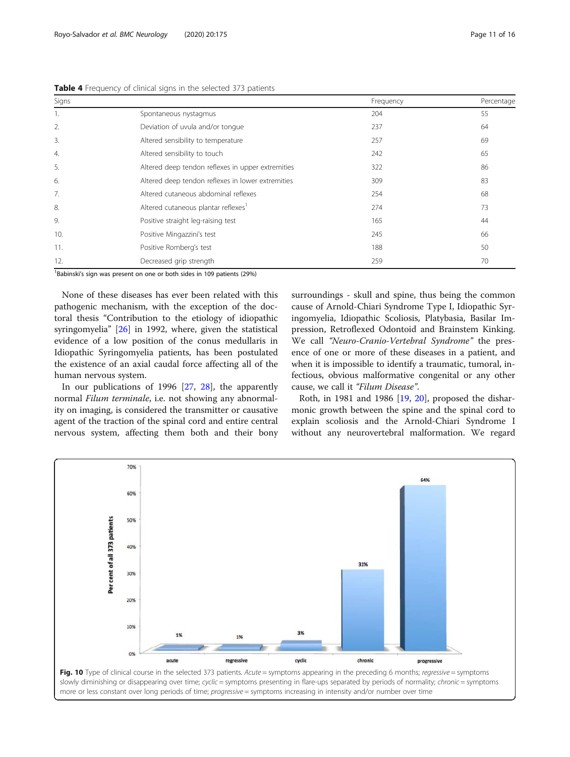**Table 4** Frequency of clinical signs in the selected 373 patients

| Signs | | Frequency | Percentage |
|---|---|---|---|
| 1. | Spontaneous nystagmus | 204 | 55 |
| 2. | Deviation of uvula and/or tongue | 237 | 64 |
| 3. | Altered sensibility to temperature | 257 | 69 |
| 4. | Altered sensibility to touch | 242 | 65 |
| 5. | Altered deep tendon reflexes in upper extremities | 322 | 86 |
| 6. | Altered deep tendon reflexes in lower extremities | 309 | 83 |
| 7. | Altered cutaneous abdominal reflexes | 254 | 68 |
| 8. | Altered cutaneous plantar reflexes[1] | 274 | 73 |
| 9. | Positive straight leg-raising test | 165 | 44 |
| 10. | Positive Mingazzini's test | 245 | 66 |
| 11. | Positive Romberg's test | 188 | 50 |
| 12. | Decreased grip strength | 259 | 70 |

[1]Babinski's sign was present on one or both sides in 109 patients (29%)

None of these diseases has ever been related with this pathogenic mechanism, with the exception of the doctoral thesis "Contribution to the etiology of idiopathic syringomyelia" [26] in 1992, where, given the statistical evidence of a low position of the conus medullaris in Idiopathic Syringomyelia patients, has been postulated the existence of an axial caudal force affecting all of the human nervous system.

In our publications of 1996 [27, 28], the apparently normal *Filum terminale*, i.e. not showing any abnormality on imaging, is considered the transmitter or causative agent of the traction of the spinal cord and entire central nervous system, affecting them both and their bony surroundings - skull and spine, thus being the common cause of Arnold-Chiari Syndrome Type I, Idiopathic Syringomyelia, Idiopathic Scoliosis, Platybasia, Basilar Impression, Retroflexed Odontoid and Brainstem Kinking. We call *"Neuro-Cranio-Vertebral Syndrome"* the presence of one or more of these diseases in a patient, and when it is impossible to identify a traumatic, tumoral, infectious, obvious malformative congenital or any other cause, we call it *"Filum Disease"*.

Roth, in 1981 and 1986 [19, 20], proposed the disharmonic growth between the spine and the spinal cord to explain scoliosis and the Arnold-Chiari Syndrome I without any neurovertebral malformation. We regard

**Fig. 10** Type of clinical course in the selected 373 patients. *Acute* = symptoms appearing in the preceding 6 months; *regressive* = symptoms slowly diminishing or disappearing over time; *cyclic* = symptoms presenting in flare-ups separated by periods of normality; *chronic* = symptoms more or less constant over long periods of time; *progressive* = symptoms increasing in intensity and/or number over time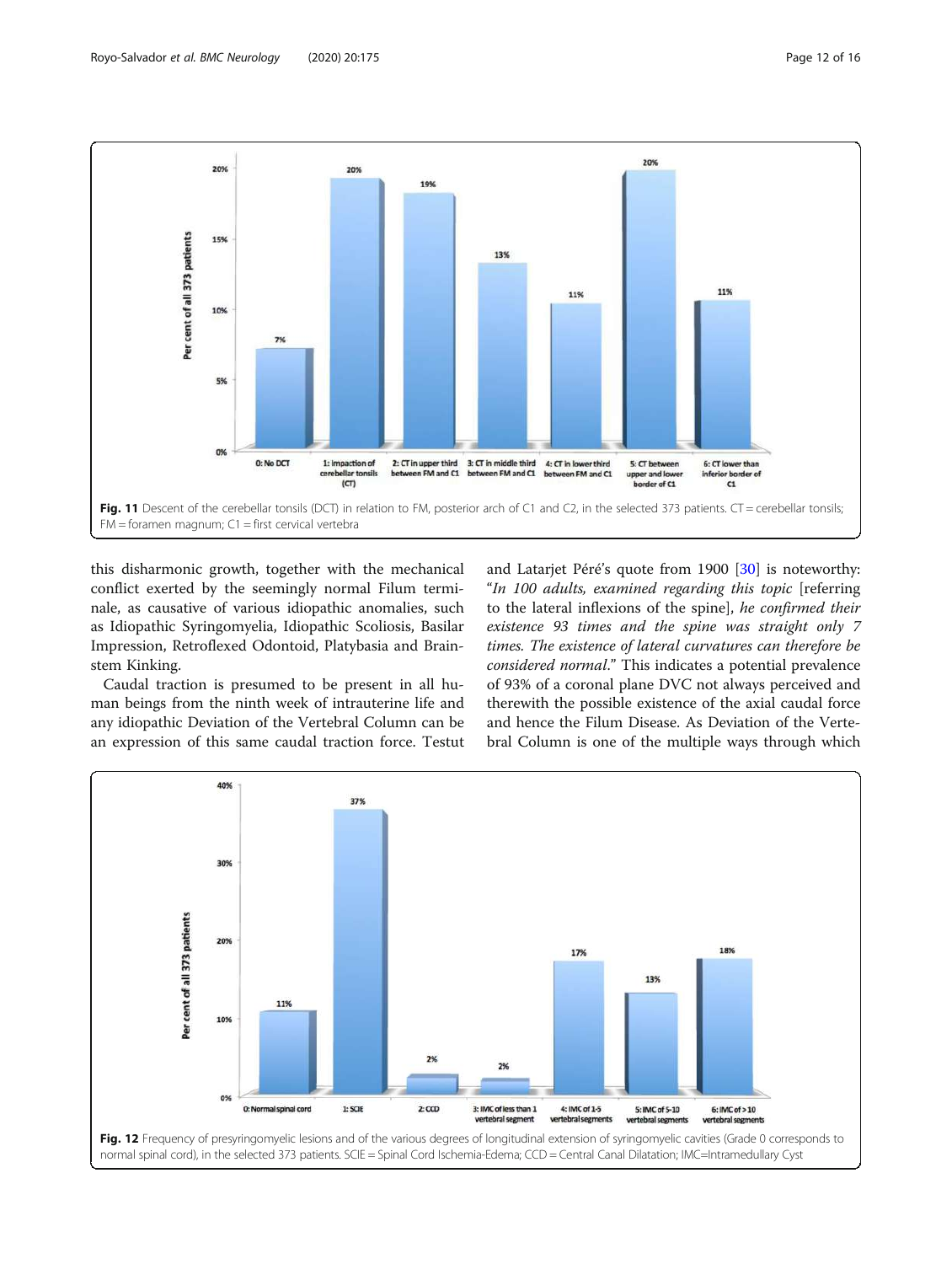Fig. 11 Descent of the cerebellar tonsils (DCT) in relation to FM, posterior arch of C1 and C2, in the selected 373 patients. CT = cerebellar tonsils; FM = foramen magnum; C1 = first cervical vertebra

this disharmonic growth, together with the mechanical conflict exerted by the seemingly normal Filum terminale, as causative of various idiopathic anomalies, such as Idiopathic Syringomyelia, Idiopathic Scoliosis, Basilar Impression, Retroflexed Odontoid, Platybasia and Brainstem Kinking.

Caudal traction is presumed to be present in all human beings from the ninth week of intrauterine life and any idiopathic Deviation of the Vertebral Column can be an expression of this same caudal traction force. Testut and Latarjet Péré's quote from 1900 [30] is noteworthy: "*In 100 adults, examined regarding this topic* [referring to the lateral inflexions of the spine], *he confirmed their existence 93 times and the spine was straight only 7 times. The existence of lateral curvatures can therefore be considered normal*." This indicates a potential prevalence of 93% of a coronal plane DVC not always perceived and therewith the possible existence of the axial caudal force and hence the Filum Disease. As Deviation of the Vertebral Column is one of the multiple ways through which

Fig. 12 Frequency of presyringomyelic lesions and of the various degrees of longitudinal extension of syringomyelic cavities (Grade 0 corresponds to normal spinal cord), in the selected 373 patients. SCIE = Spinal Cord Ischemia-Edema; CCD = Central Canal Dilatation; IMC=Intramedullary Cyst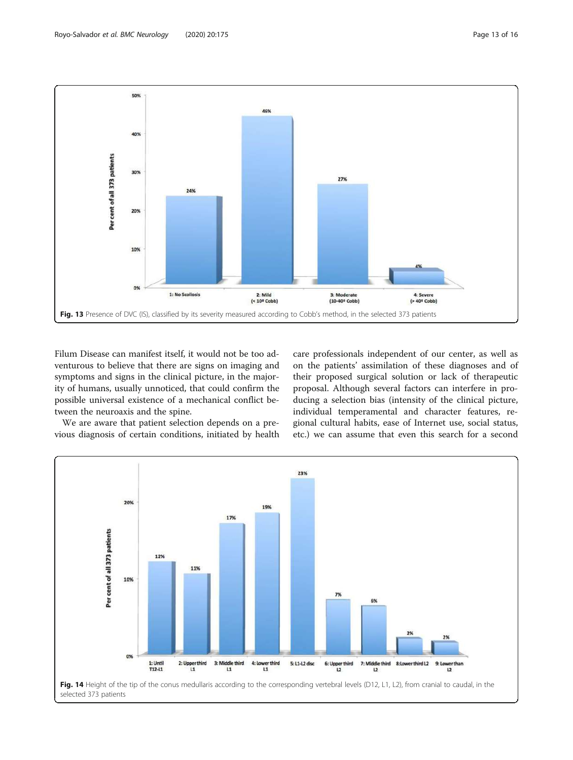Fig. 13 Presence of DVC (IS), classified by its severity measured according to Cobb's method, in the selected 373 patients

Filum Disease can manifest itself, it would not be too adventurous to believe that there are signs on imaging and symptoms and signs in the clinical picture, in the majority of humans, usually unnoticed, that could confirm the possible universal existence of a mechanical conflict between the neuroaxis and the spine.

We are aware that patient selection depends on a previous diagnosis of certain conditions, initiated by health care professionals independent of our center, as well as on the patients' assimilation of these diagnoses and of their proposed surgical solution or lack of therapeutic proposal. Although several factors can interfere in producing a selection bias (intensity of the clinical picture, individual temperamental and character features, regional cultural habits, ease of Internet use, social status, etc.) we can assume that even this search for a second

Fig. 14 Height of the tip of the conus medullaris according to the corresponding vertebral levels (D12, L1, L2), from cranial to caudal, in the selected 373 patients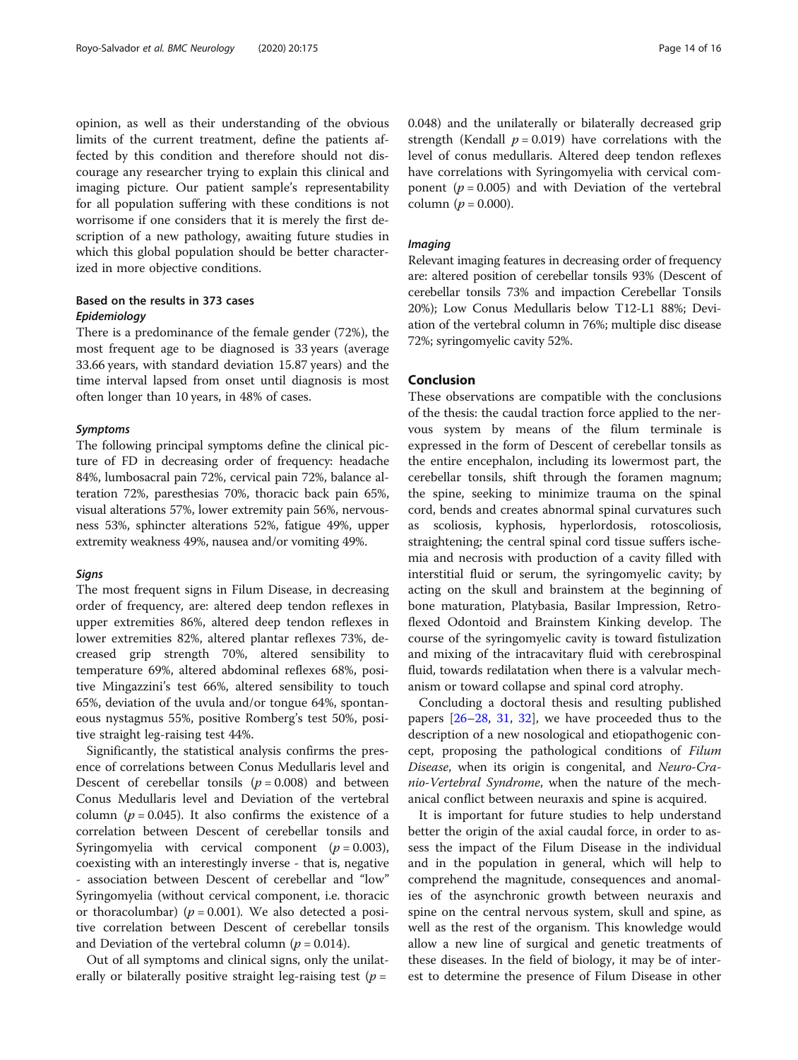opinion, as well as their understanding of the obvious limits of the current treatment, define the patients affected by this condition and therefore should not discourage any researcher trying to explain this clinical and imaging picture. Our patient sample's representability for all population suffering with these conditions is not worrisome if one considers that it is merely the first description of a new pathology, awaiting future studies in which this global population should be better characterized in more objective conditions.

### Based on the results in 373 cases

#### *Epidemiology*

There is a predominance of the female gender (72%), the most frequent age to be diagnosed is 33 years (average 33.66 years, with standard deviation 15.87 years) and the time interval lapsed from onset until diagnosis is most often longer than 10 years, in 48% of cases.

#### *Symptoms*

The following principal symptoms define the clinical picture of FD in decreasing order of frequency: headache 84%, lumbosacral pain 72%, cervical pain 72%, balance alteration 72%, paresthesias 70%, thoracic back pain 65%, visual alterations 57%, lower extremity pain 56%, nervousness 53%, sphincter alterations 52%, fatigue 49%, upper extremity weakness 49%, nausea and/or vomiting 49%.

#### *Signs*

The most frequent signs in Filum Disease, in decreasing order of frequency, are: altered deep tendon reflexes in upper extremities 86%, altered deep tendon reflexes in lower extremities 82%, altered plantar reflexes 73%, decreased grip strength 70%, altered sensibility to temperature 69%, altered abdominal reflexes 68%, positive Mingazzini's test 66%, altered sensibility to touch 65%, deviation of the uvula and/or tongue 64%, spontaneous nystagmus 55%, positive Romberg's test 50%, positive straight leg-raising test 44%.

Significantly, the statistical analysis confirms the presence of correlations between Conus Medullaris level and Descent of cerebellar tonsils ($p = 0.008$) and between Conus Medullaris level and Deviation of the vertebral column ($p = 0.045$). It also confirms the existence of a correlation between Descent of cerebellar tonsils and Syringomyelia with cervical component ($p = 0.003$), coexisting with an interestingly inverse - that is, negative - association between Descent of cerebellar and "low" Syringomyelia (without cervical component, i.e. thoracic or thoracolumbar) ($p = 0.001$). We also detected a positive correlation between Descent of cerebellar tonsils and Deviation of the vertebral column ($p = 0.014$).

Out of all symptoms and clinical signs, only the unilaterally or bilaterally positive straight leg-raising test ($p = 0.048$) and the unilaterally or bilaterally decreased grip strength (Kendall $p = 0.019$) have correlations with the level of conus medullaris. Altered deep tendon reflexes have correlations with Syringomyelia with cervical component ($p = 0.005$) and with Deviation of the vertebral column ($p = 0.000$).

#### *Imaging*

Relevant imaging features in decreasing order of frequency are: altered position of cerebellar tonsils 93% (Descent of cerebellar tonsils 73% and impaction Cerebellar Tonsils 20%); Low Conus Medullaris below T12-L1 88%; Deviation of the vertebral column in 76%; multiple disc disease 72%; syringomyelic cavity 52%.

## Conclusion

These observations are compatible with the conclusions of the thesis: the caudal traction force applied to the nervous system by means of the filum terminale is expressed in the form of Descent of cerebellar tonsils as the entire encephalon, including its lowermost part, the cerebellar tonsils, shift through the foramen magnum; the spine, seeking to minimize trauma on the spinal cord, bends and creates abnormal spinal curvatures such as scoliosis, kyphosis, hyperlordosis, rotoscoliosis, straightening; the central spinal cord tissue suffers ischemia and necrosis with production of a cavity filled with interstitial fluid or serum, the syringomyelic cavity; by acting on the skull and brainstem at the beginning of bone maturation, Platybasia, Basilar Impression, Retroflexed Odontoid and Brainstem Kinking develop. The course of the syringomyelic cavity is toward fistulization and mixing of the intracavitary fluid with cerebrospinal fluid, towards redilatation when there is a valvular mechanism or toward collapse and spinal cord atrophy.

Concluding a doctoral thesis and resulting published papers [26–28, 31, 32], we have proceeded thus to the description of a new nosological and etiopathogenic concept, proposing the pathological conditions of *Filum Disease*, when its origin is congenital, and *Neuro-Cranio-Vertebral Syndrome*, when the nature of the mechanical conflict between neuraxis and spine is acquired.

It is important for future studies to help understand better the origin of the axial caudal force, in order to assess the impact of the Filum Disease in the individual and in the population in general, which will help to comprehend the magnitude, consequences and anomalies of the asynchronic growth between neuraxis and spine on the central nervous system, skull and spine, as well as the rest of the organism. This knowledge would allow a new line of surgical and genetic treatments of these diseases. In the field of biology, it may be of interest to determine the presence of Filum Disease in other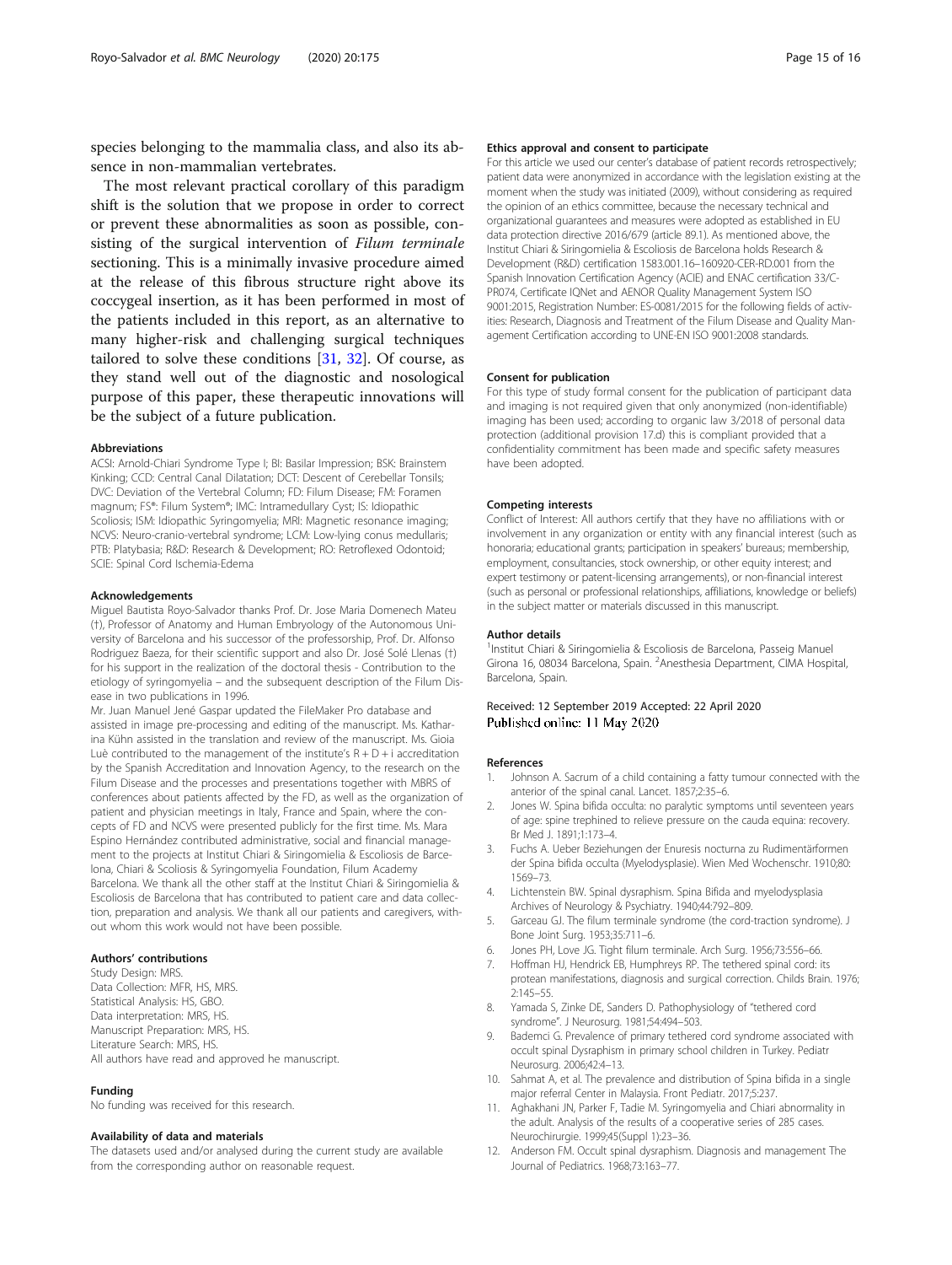species belonging to the mammalia class, and also its absence in non-mammalian vertebrates.

The most relevant practical corollary of this paradigm shift is the solution that we propose in order to correct or prevent these abnormalities as soon as possible, consisting of the surgical intervention of *Filum terminale* sectioning. This is a minimally invasive procedure aimed at the release of this fibrous structure right above its coccygeal insertion, as it has been performed in most of the patients included in this report, as an alternative to many higher-risk and challenging surgical techniques tailored to solve these conditions [31, 32]. Of course, as they stand well out of the diagnostic and nosological purpose of this paper, these therapeutic innovations will be the subject of a future publication.

#### Abbreviations

ACSI: Arnold-Chiari Syndrome Type I; BI: Basilar Impression; BSK: Brainstem Kinking; CCD: Central Canal Dilatation; DCT: Descent of Cerebellar Tonsils; DVC: Deviation of the Vertebral Column; FD: Filum Disease; FM: Foramen magnum; FS®: Filum System®; IMC: Intramedullary Cyst; IS: Idiopathic Scoliosis; ISM: Idiopathic Syringomyelia; MRI: Magnetic resonance imaging; NCVS: Neuro-cranio-vertebral syndrome; LCM: Low-lying conus medullaris; PTB: Platybasia; R&D: Research & Development; RO: Retroflexed Odontoid; SCIE: Spinal Cord Ischemia-Edema

#### Acknowledgements

Miguel Bautista Royo-Salvador thanks Prof. Dr. Jose Maria Domenech Mateu (†), Professor of Anatomy and Human Embryology of the Autonomous University of Barcelona and his successor of the professorship, Prof. Dr. Alfonso Rodriguez Baeza, for their scientific support and also Dr. José Solé Llenas (†) for his support in the realization of the doctoral thesis - Contribution to the etiology of syringomyelia – and the subsequent description of the Filum Disease in two publications in 1996.

Mr. Juan Manuel Jené Gaspar updated the FileMaker Pro database and assisted in image pre-processing and editing of the manuscript. Ms. Katharina Kühn assisted in the translation and review of the manuscript. Ms. Gioia Luè contributed to the management of the institute's R + D + i accreditation by the Spanish Accreditation and Innovation Agency, to the research on the Filum Disease and the processes and presentations together with MBRS of conferences about patients affected by the FD, as well as the organization of patient and physician meetings in Italy, France and Spain, where the concepts of FD and NCVS were presented publicly for the first time. Ms. Mara Espino Hernández contributed administrative, social and financial management to the projects at Institut Chiari & Siringomielia & Escoliosis de Barcelona, Chiari & Scoliosis & Syringomyelia Foundation, Filum Academy Barcelona. We thank all the other staff at the Institut Chiari & Siringomielia & Escoliosis de Barcelona that has contributed to patient care and data collection, preparation and analysis. We thank all our patients and caregivers, without whom this work would not have been possible.

#### Authors' contributions

Study Design: MRS.
Data Collection: MFR, HS, MRS.
Statistical Analysis: HS, GBO.
Data interpretation: MRS, HS.
Manuscript Preparation: MRS, HS.
Literature Search: MRS, HS.
All authors have read and approved he manuscript.

#### Funding

No funding was received for this research.

#### Availability of data and materials

The datasets used and/or analysed during the current study are available from the corresponding author on reasonable request.

#### Ethics approval and consent to participate

For this article we used our center's database of patient records retrospectively; patient data were anonymized in accordance with the legislation existing at the moment when the study was initiated (2009), without considering as required the opinion of an ethics committee, because the necessary technical and organizational guarantees and measures were adopted as established in EU data protection directive 2016/679 (article 89.1). As mentioned above, the Institut Chiari & Siringomielia & Escoliosis de Barcelona holds Research & Development (R&D) certification 1583.001.16–160920-CER-RD.001 from the Spanish Innovation Certification Agency (ACIE) and ENAC certification 33/C-PR074, Certificate IQNet and AENOR Quality Management System ISO 9001:2015, Registration Number: ES-0081/2015 for the following fields of activities: Research, Diagnosis and Treatment of the Filum Disease and Quality Management Certification according to UNE-EN ISO 9001:2008 standards.

#### Consent for publication

For this type of study formal consent for the publication of participant data and imaging is not required given that only anonymized (non-identifiable) imaging has been used; according to organic law 3/2018 of personal data protection (additional provision 17.d) this is compliant provided that a confidentiality commitment has been made and specific safety measures have been adopted.

#### Competing interests

Conflict of Interest: All authors certify that they have no affiliations with or involvement in any organization or entity with any financial interest (such as honoraria; educational grants; participation in speakers' bureaus; membership, employment, consultancies, stock ownership, or other equity interest; and expert testimony or patent-licensing arrangements), or non-financial interest (such as personal or professional relationships, affiliations, knowledge or beliefs) in the subject matter or materials discussed in this manuscript.

#### Author details

[1]Institut Chiari & Siringomielia & Escoliosis de Barcelona, Passeig Manuel Girona 16, 08034 Barcelona, Spain. [2]Anesthesia Department, CIMA Hospital, Barcelona, Spain.

Received: 12 September 2019 Accepted: 22 April 2020
Published online: 11 May 2020

#### References

1. Johnson A. Sacrum of a child containing a fatty tumour connected with the anterior of the spinal canal. Lancet. 1857;2:35–6.
2. Jones W. Spina bifida occulta: no paralytic symptoms until seventeen years of age: spine trephined to relieve pressure on the cauda equina: recovery. Br Med J. 1891;1:173–4.
3. Fuchs A. Ueber Beziehungen der Enuresis nocturna zu Rudimentärformen der Spina bifida occulta (Myelodysplasie). Wien Med Wochenschr. 1910;80: 1569–73.
4. Lichtenstein BW. Spinal dysraphism. Spina Bifida and myelodysplasia Archives of Neurology & Psychiatry. 1940;44:792–809.
5. Garceau GJ. The filum terminale syndrome (the cord-traction syndrome). J Bone Joint Surg. 1953;35:711–6.
6. Jones PH, Love JG. Tight filum terminale. Arch Surg. 1956;73:556–66.
7. Hoffman HJ, Hendrick EB, Humphreys RP. The tethered spinal cord: its protean manifestations, diagnosis and surgical correction. Childs Brain. 1976; 2:145–55.
8. Yamada S, Zinke DE, Sanders D. Pathophysiology of "tethered cord syndrome". J Neurosurg. 1981;54:494–503.
9. Bademci G. Prevalence of primary tethered cord syndrome associated with occult spinal Dysraphism in primary school children in Turkey. Pediatr Neurosurg. 2006;42:4–13.
10. Sahmat A, et al. The prevalence and distribution of Spina bifida in a single major referral Center in Malaysia. Front Pediatr. 2017;5:237.
11. Aghakhani JN, Parker F, Tadie M. Syringomyelia and Chiari abnormality in the adult. Analysis of the results of a cooperative series of 285 cases. Neurochirurgie. 1999;45(Suppl 1):23–36.
12. Anderson FM. Occult spinal dysraphism. Diagnosis and management The Journal of Pediatrics. 1968;73:163–77.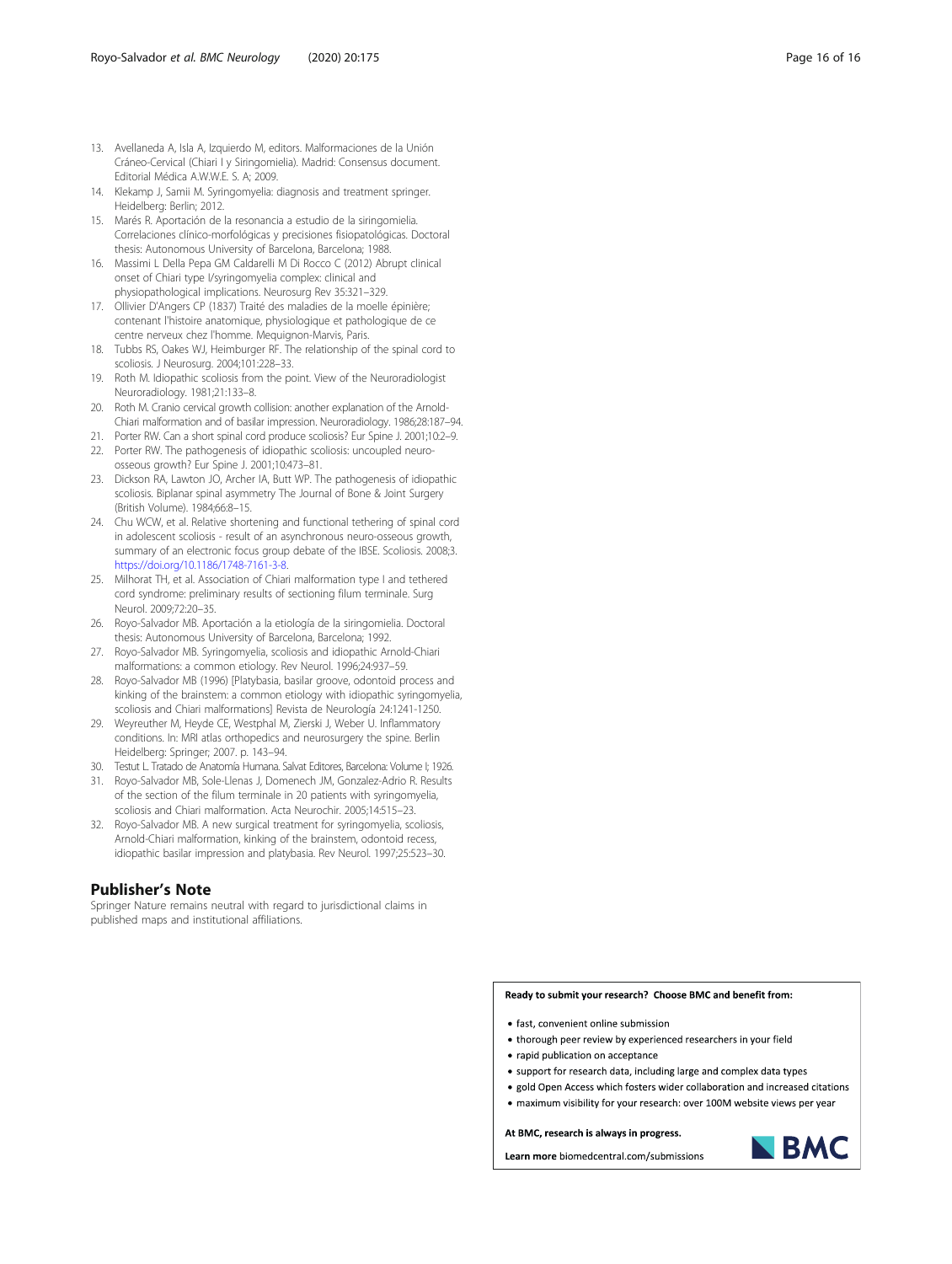13. Avellaneda A, Isla A, Izquierdo M, editors. Malformaciones de la Unión Cráneo-Cervical (Chiari I y Siringomielia). Madrid: Consensus document. Editorial Médica A.W.W.E. S. A; 2009.
14. Klekamp J, Samii M. Syringomyelia: diagnosis and treatment springer. Heidelberg: Berlin; 2012.
15. Marés R. Aportación de la resonancia a estudio de la siringomielia. Correlaciones clínico-morfológicas y precisiones fisiopatológicas. Doctoral thesis: Autonomous University of Barcelona, Barcelona; 1988.
16. Massimi L Della Pepa GM Caldarelli M Di Rocco C (2012) Abrupt clinical onset of Chiari type I/syringomyelia complex: clinical and physiopathological implications. Neurosurg Rev 35:321–329.
17. Ollivier D'Angers CP (1837) Traité des maladies de la moelle épinière; contenant l'histoire anatomique, physiologique et pathologique de ce centre nerveux chez l'homme. Mequignon-Marvis, Paris.
18. Tubbs RS, Oakes WJ, Heimburger RF. The relationship of the spinal cord to scoliosis. J Neurosurg. 2004;101:228–33.
19. Roth M. Idiopathic scoliosis from the point. View of the Neuroradiologist Neuroradiology. 1981;21:133–8.
20. Roth M. Cranio cervical growth collision: another explanation of the Arnold-Chiari malformation and of basilar impression. Neuroradiology. 1986;28:187–94.
21. Porter RW. Can a short spinal cord produce scoliosis? Eur Spine J. 2001;10:2–9.
22. Porter RW. The pathogenesis of idiopathic scoliosis: uncoupled neuro-osseous growth? Eur Spine J. 2001;10:473–81.
23. Dickson RA, Lawton JO, Archer IA, Butt WP. The pathogenesis of idiopathic scoliosis. Biplanar spinal asymmetry The Journal of Bone & Joint Surgery (British Volume). 1984;66:8–15.
24. Chu WCW, et al. Relative shortening and functional tethering of spinal cord in adolescent scoliosis - result of an asynchronous neuro-osseous growth, summary of an electronic focus group debate of the IBSE. Scoliosis. 2008;3. https://doi.org/10.1186/1748-7161-3-8.
25. Milhorat TH, et al. Association of Chiari malformation type I and tethered cord syndrome: preliminary results of sectioning filum terminale. Surg Neurol. 2009;72:20–35.
26. Royo-Salvador MB. Aportación a la etiología de la siringomielia. Doctoral thesis: Autonomous University of Barcelona, Barcelona; 1992.
27. Royo-Salvador MB. Syringomyelia, scoliosis and idiopathic Arnold-Chiari malformations: a common etiology. Rev Neurol. 1996;24:937–59.
28. Royo-Salvador MB (1996) [Platybasia, basilar groove, odontoid process and kinking of the brainstem: a common etiology with idiopathic syringomyelia, scoliosis and Chiari malformations] Revista de Neurología 24:1241-1250.
29. Weyreuther M, Heyde CE, Westphal M, Zierski J, Weber U. Inflammatory conditions. In: MRI atlas orthopedics and neurosurgery the spine. Berlin Heidelberg: Springer; 2007. p. 143–94.
30. Testut L. Tratado de Anatomía Humana. Salvat Editores, Barcelona: Volume I; 1926.
31. Royo-Salvador MB, Sole-Llenas J, Domenech JM, Gonzalez-Adrio R. Results of the section of the filum terminale in 20 patients with syringomyelia, scoliosis and Chiari malformation. Acta Neurochir. 2005;14:515–23.
32. Royo-Salvador MB. A new surgical treatment for syringomyelia, scoliosis, Arnold-Chiari malformation, kinking of the brainstem, odontoid recess, idiopathic basilar impression and platybasia. Rev Neurol. 1997;25:523–30.

## Publisher's Note

Springer Nature remains neutral with regard to jurisdictional claims in published maps and institutional affiliations.

**Ready to submit your research? Choose BMC and benefit from:**

- fast, convenient online submission
- thorough peer review by experienced researchers in your field
- rapid publication on acceptance
- support for research data, including large and complex data types
- gold Open Access which fosters wider collaboration and increased citations
- maximum visibility for your research: over 100M website views per year

**At BMC, research is always in progress.**

**Learn more** biomedcentral.com/submissions

BMC